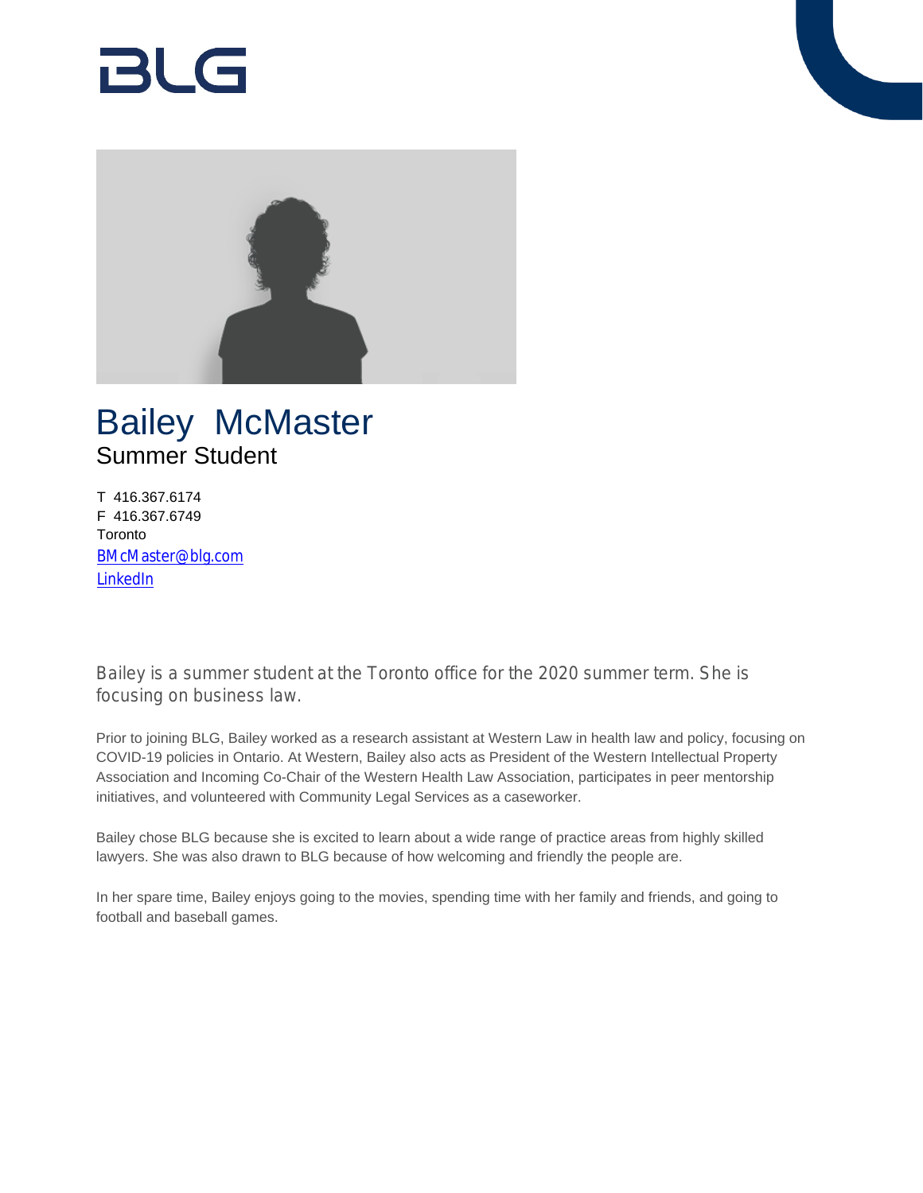# Bailey McMaster

## Summer Student

T 416.367.6174
F 416.367.6749
Toronto
[BMcMaster@blg.com](mailto:BMcMaster@blg.com)
LinkedIn

Bailey is a summer student at the Toronto office for the 2020 summer term. She is focusing on business law.

Prior to joining BLG, Bailey worked as a research assistant at Western Law in health law and policy, focusing on COVID-19 policies in Ontario. At Western, Bailey also acts as President of the Western Intellectual Property Association and Incoming Co-Chair of the Western Health Law Association, participates in peer mentorship initiatives, and volunteered with Community Legal Services as a caseworker.

Bailey chose BLG because she is excited to learn about a wide range of practice areas from highly skilled lawyers. She was also drawn to BLG because of how welcoming and friendly the people are.

In her spare time, Bailey enjoys going to the movies, spending time with her family and friends, and going to football and baseball games.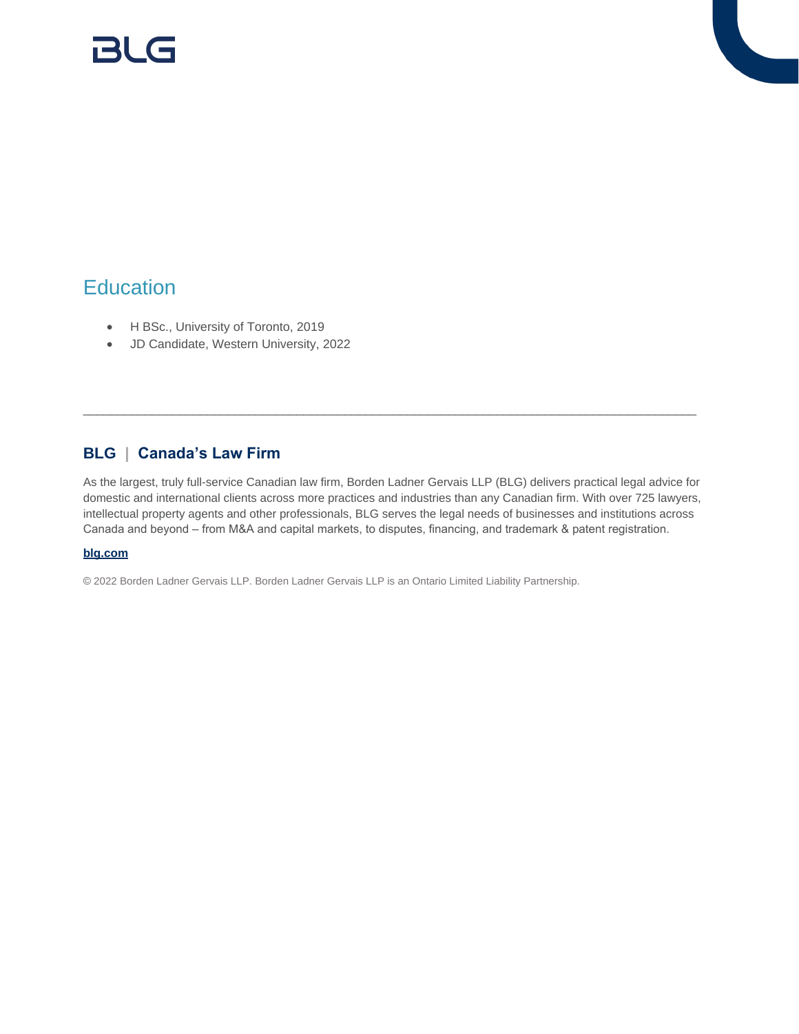## Education

- H BSc., University of Toronto, 2019
- JD Candidate, Western University, 2022

---

### BLG | Canada's Law Firm

As the largest, truly full-service Canadian law firm, Borden Ladner Gervais LLP (BLG) delivers practical legal advice for domestic and international clients across more practices and industries than any Canadian firm. With over 725 lawyers, intellectual property agents and other professionals, BLG serves the legal needs of businesses and institutions across Canada and beyond – from M&A and capital markets, to disputes, financing, and trademark & patent registration.

**blg.com**

© 2022 Borden Ladner Gervais LLP. Borden Ladner Gervais LLP is an Ontario Limited Liability Partnership.